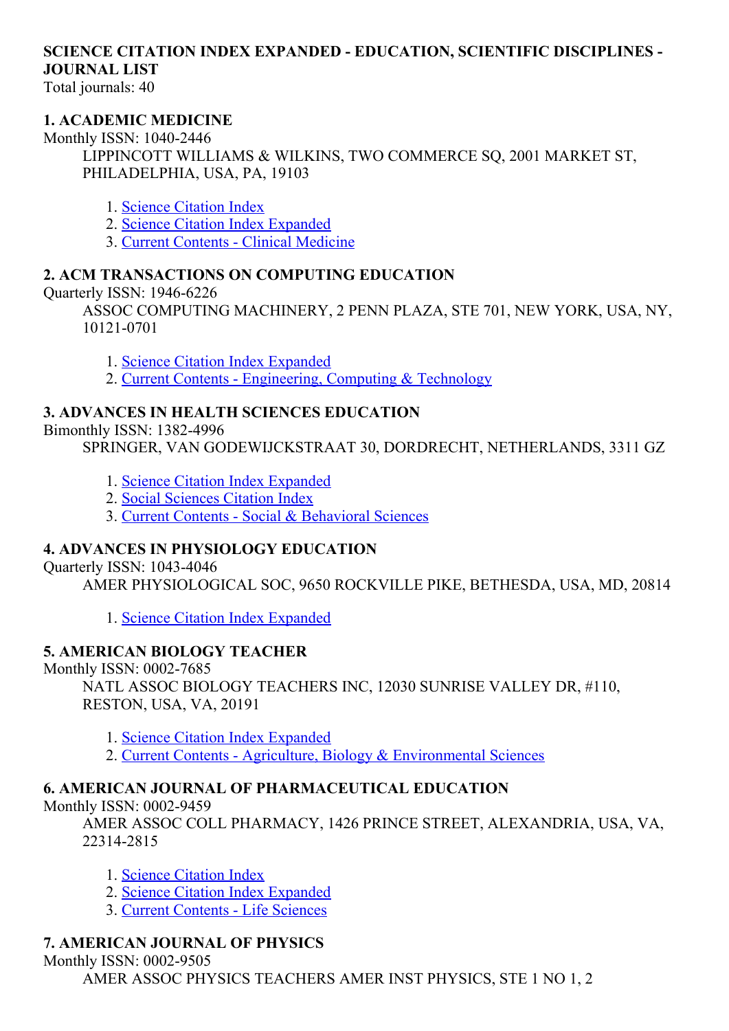**SCIENCE CITATION INDEX EXPANDED - EDUCATION, SCIENTIFIC DISCIPLINES - JOURNAL LIST**

Total journals: 40

**1. ACADEMIC MEDICINE**

Monthly ISSN: 1040-2446

LIPPINCOTT WILLIAMS & WILKINS, TWO COMMERCE SQ, 2001 MARKET ST, PHILADELPHIA, USA, PA, 19103

1. Science Citation Index
2. Science Citation Index Expanded
3. Current Contents - Clinical Medicine

**2. ACM TRANSACTIONS ON COMPUTING EDUCATION**

Quarterly ISSN: 1946-6226

ASSOC COMPUTING MACHINERY, 2 PENN PLAZA, STE 701, NEW YORK, USA, NY, 10121-0701

1. Science Citation Index Expanded
2. Current Contents - Engineering, Computing & Technology

**3. ADVANCES IN HEALTH SCIENCES EDUCATION**

Bimonthly ISSN: 1382-4996

SPRINGER, VAN GODEWIJCKSTRAAT 30, DORDRECHT, NETHERLANDS, 3311 GZ

1. Science Citation Index Expanded
2. Social Sciences Citation Index
3. Current Contents - Social & Behavioral Sciences

**4. ADVANCES IN PHYSIOLOGY EDUCATION**

Quarterly ISSN: 1043-4046

AMER PHYSIOLOGICAL SOC, 9650 ROCKVILLE PIKE, BETHESDA, USA, MD, 20814

1. Science Citation Index Expanded

**5. AMERICAN BIOLOGY TEACHER**

Monthly ISSN: 0002-7685

NATL ASSOC BIOLOGY TEACHERS INC, 12030 SUNRISE VALLEY DR, #110, RESTON, USA, VA, 20191

1. Science Citation Index Expanded
2. Current Contents - Agriculture, Biology & Environmental Sciences

**6. AMERICAN JOURNAL OF PHARMACEUTICAL EDUCATION**

Monthly ISSN: 0002-9459

AMER ASSOC COLL PHARMACY, 1426 PRINCE STREET, ALEXANDRIA, USA, VA, 22314-2815

1. Science Citation Index
2. Science Citation Index Expanded
3. Current Contents - Life Sciences

**7. AMERICAN JOURNAL OF PHYSICS**

Monthly ISSN: 0002-9505

AMER ASSOC PHYSICS TEACHERS AMER INST PHYSICS, STE 1 NO 1, 2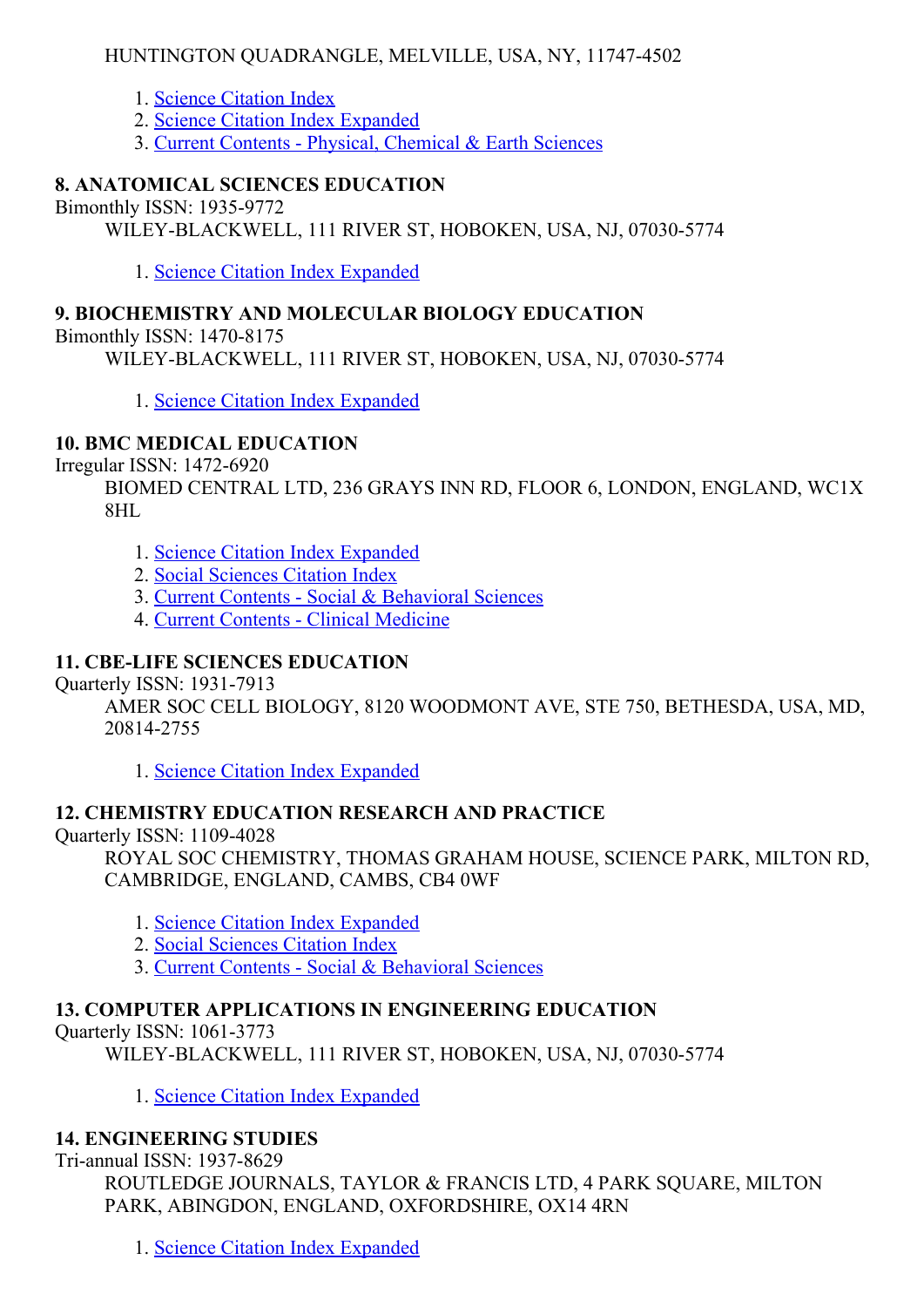HUNTINGTON QUADRANGLE, MELVILLE, USA, NY, 11747-4502

1. Science Citation Index
2. Science Citation Index Expanded
3. Current Contents - Physical, Chemical & Earth Sciences

### 8. ANATOMICAL SCIENCES EDUCATION

Bimonthly ISSN: 1935-9772

WILEY-BLACKWELL, 111 RIVER ST, HOBOKEN, USA, NJ, 07030-5774

1. Science Citation Index Expanded

### 9. BIOCHEMISTRY AND MOLECULAR BIOLOGY EDUCATION

Bimonthly ISSN: 1470-8175

WILEY-BLACKWELL, 111 RIVER ST, HOBOKEN, USA, NJ, 07030-5774

1. Science Citation Index Expanded

### 10. BMC MEDICAL EDUCATION

Irregular ISSN: 1472-6920

BIOMED CENTRAL LTD, 236 GRAYS INN RD, FLOOR 6, LONDON, ENGLAND, WC1X 8HL

1. Science Citation Index Expanded
2. Social Sciences Citation Index
3. Current Contents - Social & Behavioral Sciences
4. Current Contents - Clinical Medicine

### 11. CBE-LIFE SCIENCES EDUCATION

Quarterly ISSN: 1931-7913

AMER SOC CELL BIOLOGY, 8120 WOODMONT AVE, STE 750, BETHESDA, USA, MD, 20814-2755

1. Science Citation Index Expanded

### 12. CHEMISTRY EDUCATION RESEARCH AND PRACTICE

Quarterly ISSN: 1109-4028

ROYAL SOC CHEMISTRY, THOMAS GRAHAM HOUSE, SCIENCE PARK, MILTON RD, CAMBRIDGE, ENGLAND, CAMBS, CB4 0WF

1. Science Citation Index Expanded
2. Social Sciences Citation Index
3. Current Contents - Social & Behavioral Sciences

### 13. COMPUTER APPLICATIONS IN ENGINEERING EDUCATION

Quarterly ISSN: 1061-3773

WILEY-BLACKWELL, 111 RIVER ST, HOBOKEN, USA, NJ, 07030-5774

1. Science Citation Index Expanded

### 14. ENGINEERING STUDIES

Tri-annual ISSN: 1937-8629

ROUTLEDGE JOURNALS, TAYLOR & FRANCIS LTD, 4 PARK SQUARE, MILTON PARK, ABINGDON, ENGLAND, OXFORDSHIRE, OX14 4RN

1. Science Citation Index Expanded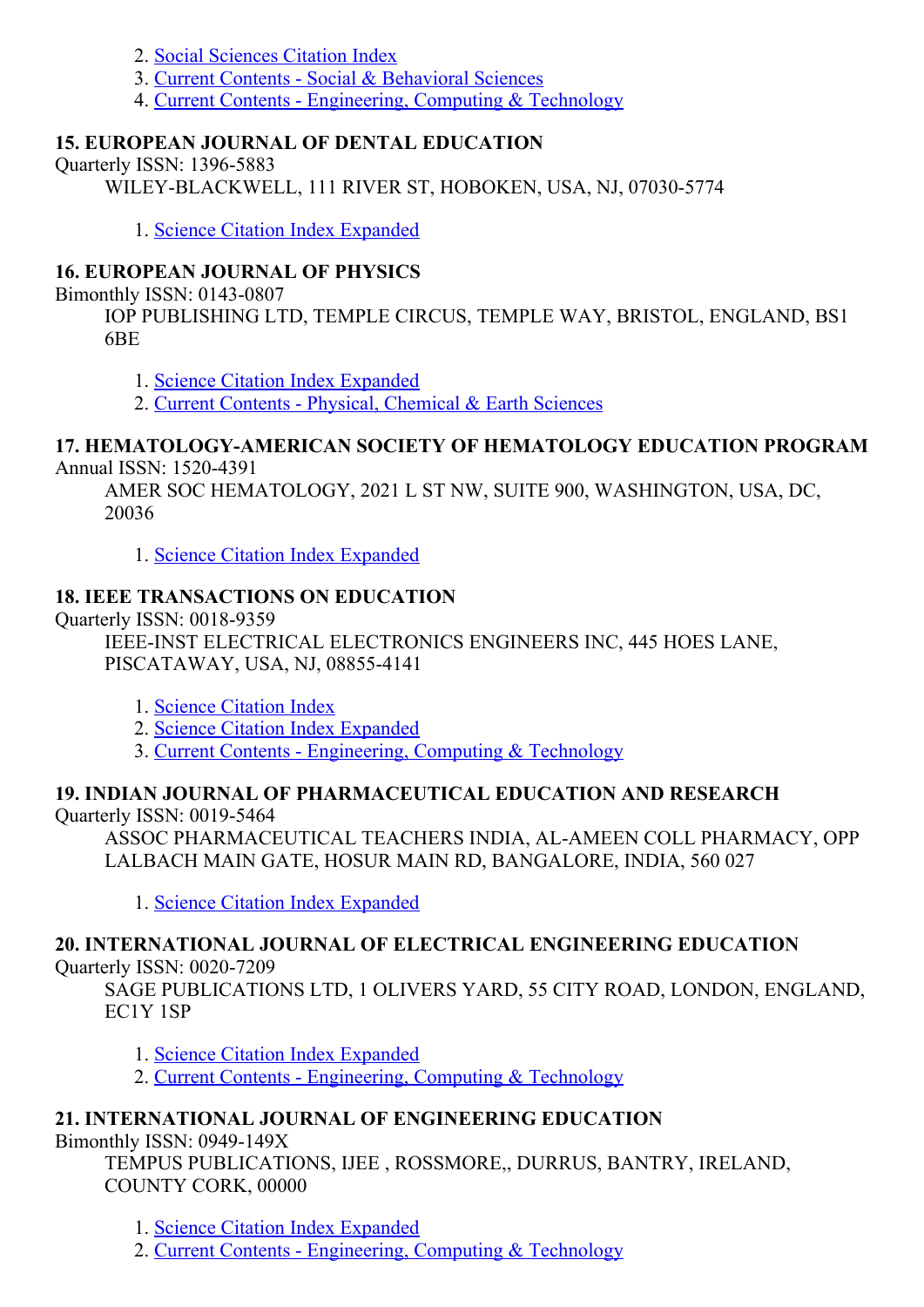2. Social Sciences Citation Index
3. Current Contents - Social & Behavioral Sciences
4. Current Contents - Engineering, Computing & Technology

**15. EUROPEAN JOURNAL OF DENTAL EDUCATION**

Quarterly ISSN: 1396-5883

WILEY-BLACKWELL, 111 RIVER ST, HOBOKEN, USA, NJ, 07030-5774

1. Science Citation Index Expanded

**16. EUROPEAN JOURNAL OF PHYSICS**

Bimonthly ISSN: 0143-0807

IOP PUBLISHING LTD, TEMPLE CIRCUS, TEMPLE WAY, BRISTOL, ENGLAND, BS1 6BE

1. Science Citation Index Expanded
2. Current Contents - Physical, Chemical & Earth Sciences

**17. HEMATOLOGY-AMERICAN SOCIETY OF HEMATOLOGY EDUCATION PROGRAM**

Annual ISSN: 1520-4391

AMER SOC HEMATOLOGY, 2021 L ST NW, SUITE 900, WASHINGTON, USA, DC, 20036

1. Science Citation Index Expanded

**18. IEEE TRANSACTIONS ON EDUCATION**

Quarterly ISSN: 0018-9359

IEEE-INST ELECTRICAL ELECTRONICS ENGINEERS INC, 445 HOES LANE, PISCATAWAY, USA, NJ, 08855-4141

1. Science Citation Index
2. Science Citation Index Expanded
3. Current Contents - Engineering, Computing & Technology

**19. INDIAN JOURNAL OF PHARMACEUTICAL EDUCATION AND RESEARCH**

Quarterly ISSN: 0019-5464

ASSOC PHARMACEUTICAL TEACHERS INDIA, AL-AMEEN COLL PHARMACY, OPP LALBACH MAIN GATE, HOSUR MAIN RD, BANGALORE, INDIA, 560 027

1. Science Citation Index Expanded

**20. INTERNATIONAL JOURNAL OF ELECTRICAL ENGINEERING EDUCATION**

Quarterly ISSN: 0020-7209

SAGE PUBLICATIONS LTD, 1 OLIVERS YARD, 55 CITY ROAD, LONDON, ENGLAND, EC1Y 1SP

1. Science Citation Index Expanded
2. Current Contents - Engineering, Computing & Technology

**21. INTERNATIONAL JOURNAL OF ENGINEERING EDUCATION**

Bimonthly ISSN: 0949-149X

TEMPUS PUBLICATIONS, IJEE , ROSSMORE,, DURRUS, BANTRY, IRELAND, COUNTY CORK, 00000

1. Science Citation Index Expanded
2. Current Contents - Engineering, Computing & Technology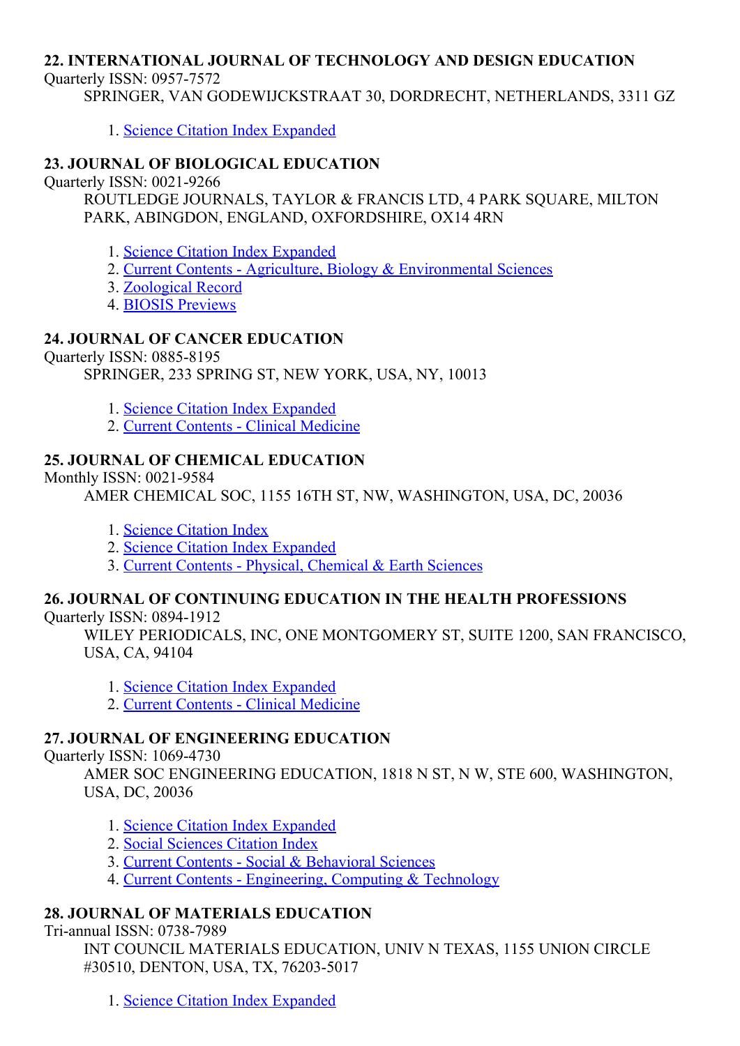**22. INTERNATIONAL JOURNAL OF TECHNOLOGY AND DESIGN EDUCATION**

Quarterly ISSN: 0957-7572

SPRINGER, VAN GODEWIJCKSTRAAT 30, DORDRECHT, NETHERLANDS, 3311 GZ

1. Science Citation Index Expanded

**23. JOURNAL OF BIOLOGICAL EDUCATION**

Quarterly ISSN: 0021-9266

ROUTLEDGE JOURNALS, TAYLOR & FRANCIS LTD, 4 PARK SQUARE, MILTON PARK, ABINGDON, ENGLAND, OXFORDSHIRE, OX14 4RN

1. Science Citation Index Expanded
2. Current Contents - Agriculture, Biology & Environmental Sciences
3. Zoological Record
4. BIOSIS Previews

**24. JOURNAL OF CANCER EDUCATION**

Quarterly ISSN: 0885-8195

SPRINGER, 233 SPRING ST, NEW YORK, USA, NY, 10013

1. Science Citation Index Expanded
2. Current Contents - Clinical Medicine

**25. JOURNAL OF CHEMICAL EDUCATION**

Monthly ISSN: 0021-9584

AMER CHEMICAL SOC, 1155 16TH ST, NW, WASHINGTON, USA, DC, 20036

1. Science Citation Index
2. Science Citation Index Expanded
3. Current Contents - Physical, Chemical & Earth Sciences

**26. JOURNAL OF CONTINUING EDUCATION IN THE HEALTH PROFESSIONS**

Quarterly ISSN: 0894-1912

WILEY PERIODICALS, INC, ONE MONTGOMERY ST, SUITE 1200, SAN FRANCISCO, USA, CA, 94104

1. Science Citation Index Expanded
2. Current Contents - Clinical Medicine

**27. JOURNAL OF ENGINEERING EDUCATION**

Quarterly ISSN: 1069-4730

AMER SOC ENGINEERING EDUCATION, 1818 N ST, N W, STE 600, WASHINGTON, USA, DC, 20036

1. Science Citation Index Expanded
2. Social Sciences Citation Index
3. Current Contents - Social & Behavioral Sciences
4. Current Contents - Engineering, Computing & Technology

**28. JOURNAL OF MATERIALS EDUCATION**

Tri-annual ISSN: 0738-7989

INT COUNCIL MATERIALS EDUCATION, UNIV N TEXAS, 1155 UNION CIRCLE #30510, DENTON, USA, TX, 76203-5017

1. Science Citation Index Expanded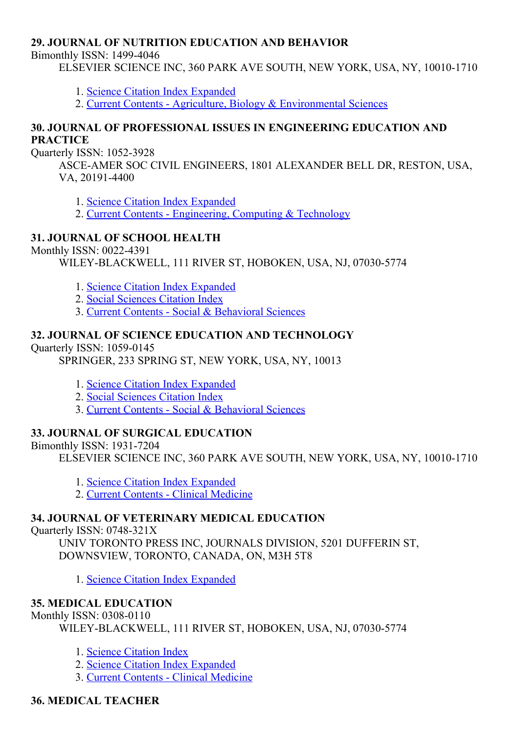**29. JOURNAL OF NUTRITION EDUCATION AND BEHAVIOR**

Bimonthly ISSN: 1499-4046

ELSEVIER SCIENCE INC, 360 PARK AVE SOUTH, NEW YORK, USA, NY, 10010-1710

1. Science Citation Index Expanded
2. Current Contents - Agriculture, Biology & Environmental Sciences

**30. JOURNAL OF PROFESSIONAL ISSUES IN ENGINEERING EDUCATION AND PRACTICE**

Quarterly ISSN: 1052-3928

ASCE-AMER SOC CIVIL ENGINEERS, 1801 ALEXANDER BELL DR, RESTON, USA, VA, 20191-4400

1. Science Citation Index Expanded
2. Current Contents - Engineering, Computing & Technology

**31. JOURNAL OF SCHOOL HEALTH**

Monthly ISSN: 0022-4391

WILEY-BLACKWELL, 111 RIVER ST, HOBOKEN, USA, NJ, 07030-5774

1. Science Citation Index Expanded
2. Social Sciences Citation Index
3. Current Contents - Social & Behavioral Sciences

**32. JOURNAL OF SCIENCE EDUCATION AND TECHNOLOGY**

Quarterly ISSN: 1059-0145

SPRINGER, 233 SPRING ST, NEW YORK, USA, NY, 10013

1. Science Citation Index Expanded
2. Social Sciences Citation Index
3. Current Contents - Social & Behavioral Sciences

**33. JOURNAL OF SURGICAL EDUCATION**

Bimonthly ISSN: 1931-7204

ELSEVIER SCIENCE INC, 360 PARK AVE SOUTH, NEW YORK, USA, NY, 10010-1710

1. Science Citation Index Expanded
2. Current Contents - Clinical Medicine

**34. JOURNAL OF VETERINARY MEDICAL EDUCATION**

Quarterly ISSN: 0748-321X

UNIV TORONTO PRESS INC, JOURNALS DIVISION, 5201 DUFFERIN ST, DOWNSVIEW, TORONTO, CANADA, ON, M3H 5T8

1. Science Citation Index Expanded

**35. MEDICAL EDUCATION**

Monthly ISSN: 0308-0110

WILEY-BLACKWELL, 111 RIVER ST, HOBOKEN, USA, NJ, 07030-5774

1. Science Citation Index
2. Science Citation Index Expanded
3. Current Contents - Clinical Medicine

**36. MEDICAL TEACHER**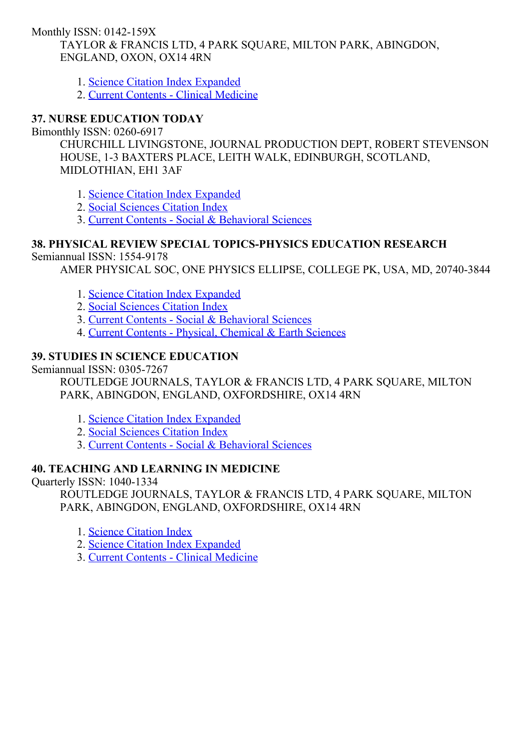Monthly ISSN: 0142-159X

TAYLOR & FRANCIS LTD, 4 PARK SQUARE, MILTON PARK, ABINGDON, ENGLAND, OXON, OX14 4RN

1. Science Citation Index Expanded
2. Current Contents - Clinical Medicine

### 37. NURSE EDUCATION TODAY

Bimonthly ISSN: 0260-6917

CHURCHILL LIVINGSTONE, JOURNAL PRODUCTION DEPT, ROBERT STEVENSON HOUSE, 1-3 BAXTERS PLACE, LEITH WALK, EDINBURGH, SCOTLAND, MIDLOTHIAN, EH1 3AF

1. Science Citation Index Expanded
2. Social Sciences Citation Index
3. Current Contents - Social & Behavioral Sciences

### 38. PHYSICAL REVIEW SPECIAL TOPICS-PHYSICS EDUCATION RESEARCH

Semiannual ISSN: 1554-9178

AMER PHYSICAL SOC, ONE PHYSICS ELLIPSE, COLLEGE PK, USA, MD, 20740-3844

1. Science Citation Index Expanded
2. Social Sciences Citation Index
3. Current Contents - Social & Behavioral Sciences
4. Current Contents - Physical, Chemical & Earth Sciences

### 39. STUDIES IN SCIENCE EDUCATION

Semiannual ISSN: 0305-7267

ROUTLEDGE JOURNALS, TAYLOR & FRANCIS LTD, 4 PARK SQUARE, MILTON PARK, ABINGDON, ENGLAND, OXFORDSHIRE, OX14 4RN

1. Science Citation Index Expanded
2. Social Sciences Citation Index
3. Current Contents - Social & Behavioral Sciences

### 40. TEACHING AND LEARNING IN MEDICINE

Quarterly ISSN: 1040-1334

ROUTLEDGE JOURNALS, TAYLOR & FRANCIS LTD, 4 PARK SQUARE, MILTON PARK, ABINGDON, ENGLAND, OXFORDSHIRE, OX14 4RN

1. Science Citation Index
2. Science Citation Index Expanded
3. Current Contents - Clinical Medicine